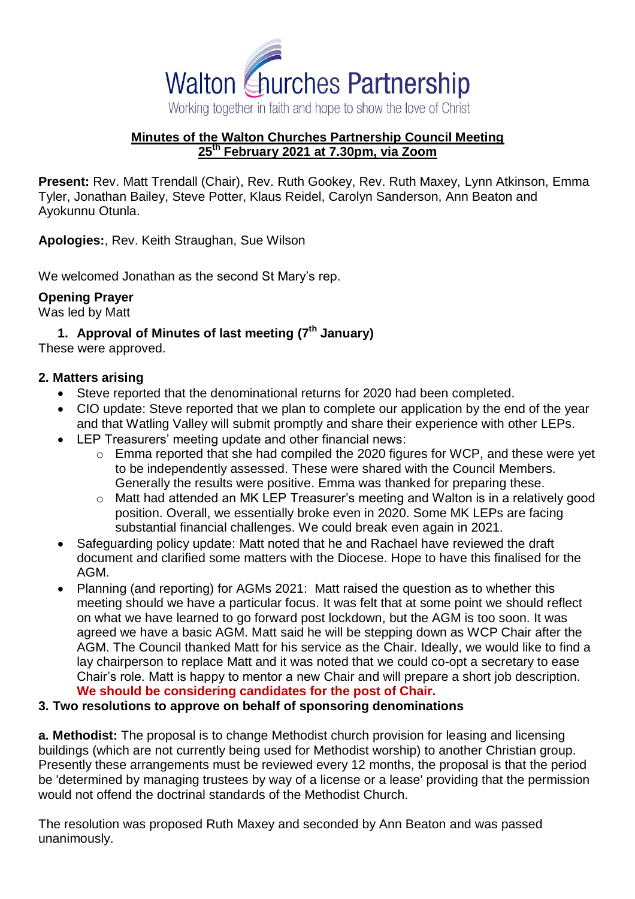Walton Churches Partnership

Working together in faith and hope to show the love of Christ

## Minutes of the Walton Churches Partnership Council Meeting 25th February 2021 at 7.30pm, via Zoom

**Present:** Rev. Matt Trendall (Chair), Rev. Ruth Gookey, Rev. Ruth Maxey, Lynn Atkinson, Emma Tyler, Jonathan Bailey, Steve Potter, Klaus Reidel, Carolyn Sanderson, Ann Beaton and Ayokunnu Otunla.

**Apologies:**, Rev. Keith Straughan, Sue Wilson

We welcomed Jonathan as the second St Mary's rep.

**Opening Prayer**
Was led by Matt

### 1. Approval of Minutes of last meeting (7th January)

These were approved.

### 2. Matters arising

- Steve reported that the denominational returns for 2020 had been completed.
- CIO update: Steve reported that we plan to complete our application by the end of the year and that Watling Valley will submit promptly and share their experience with other LEPs.
- LEP Treasurers' meeting update and other financial news:
  - Emma reported that she had compiled the 2020 figures for WCP, and these were yet to be independently assessed. These were shared with the Council Members. Generally the results were positive. Emma was thanked for preparing these.
  - Matt had attended an MK LEP Treasurer's meeting and Walton is in a relatively good position. Overall, we essentially broke even in 2020. Some MK LEPs are facing substantial financial challenges. We could break even again in 2021.
- Safeguarding policy update: Matt noted that he and Rachael have reviewed the draft document and clarified some matters with the Diocese. Hope to have this finalised for the AGM.
- Planning (and reporting) for AGMs 2021: Matt raised the question as to whether this meeting should we have a particular focus. It was felt that at some point we should reflect on what we have learned to go forward post lockdown, but the AGM is too soon. It was agreed we have a basic AGM. Matt said he will be stepping down as WCP Chair after the AGM. The Council thanked Matt for his service as the Chair. Ideally, we would like to find a lay chairperson to replace Matt and it was noted that we could co-opt a secretary to ease Chair's role. Matt is happy to mentor a new Chair and will prepare a short job description. **We should be considering candidates for the post of Chair.**

### 3. Two resolutions to approve on behalf of sponsoring denominations

**a. Methodist:** The proposal is to change Methodist church provision for leasing and licensing buildings (which are not currently being used for Methodist worship) to another Christian group. Presently these arrangements must be reviewed every 12 months, the proposal is that the period be 'determined by managing trustees by way of a license or a lease' providing that the permission would not offend the doctrinal standards of the Methodist Church.

The resolution was proposed Ruth Maxey and seconded by Ann Beaton and was passed unanimously.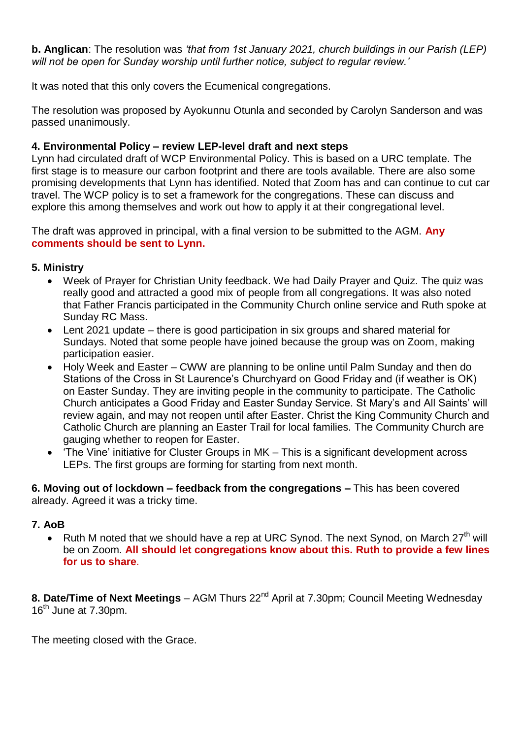**b. Anglican**: The resolution was *'that from 1st January 2021, church buildings in our Parish (LEP) will not be open for Sunday worship until further notice, subject to regular review.'*

It was noted that this only covers the Ecumenical congregations.

The resolution was proposed by Ayokunnu Otunla and seconded by Carolyn Sanderson and was passed unanimously.

**4. Environmental Policy – review LEP-level draft and next steps**

Lynn had circulated draft of WCP Environmental Policy. This is based on a URC template. The first stage is to measure our carbon footprint and there are tools available. There are also some promising developments that Lynn has identified. Noted that Zoom has and can continue to cut car travel. The WCP policy is to set a framework for the congregations. These can discuss and explore this among themselves and work out how to apply it at their congregational level.

The draft was approved in principal, with a final version to be submitted to the AGM. **Any comments should be sent to Lynn.**

**5. Ministry**

- Week of Prayer for Christian Unity feedback. We had Daily Prayer and Quiz. The quiz was really good and attracted a good mix of people from all congregations. It was also noted that Father Francis participated in the Community Church online service and Ruth spoke at Sunday RC Mass.
- Lent 2021 update – there is good participation in six groups and shared material for Sundays. Noted that some people have joined because the group was on Zoom, making participation easier.
- Holy Week and Easter – CWW are planning to be online until Palm Sunday and then do Stations of the Cross in St Laurence's Churchyard on Good Friday and (if weather is OK) on Easter Sunday. They are inviting people in the community to participate. The Catholic Church anticipates a Good Friday and Easter Sunday Service. St Mary's and All Saints' will review again, and may not reopen until after Easter. Christ the King Community Church and Catholic Church are planning an Easter Trail for local families. The Community Church are gauging whether to reopen for Easter.
- 'The Vine' initiative for Cluster Groups in MK – This is a significant development across LEPs. The first groups are forming for starting from next month.

**6. Moving out of lockdown – feedback from the congregations –** This has been covered already. Agreed it was a tricky time.

**7. AoB**

- Ruth M noted that we should have a rep at URC Synod. The next Synod, on March 27th will be on Zoom. **All should let congregations know about this. Ruth to provide a few lines for us to share**.

**8. Date/Time of Next Meetings** – AGM Thurs 22nd April at 7.30pm; Council Meeting Wednesday 16th June at 7.30pm.

The meeting closed with the Grace.